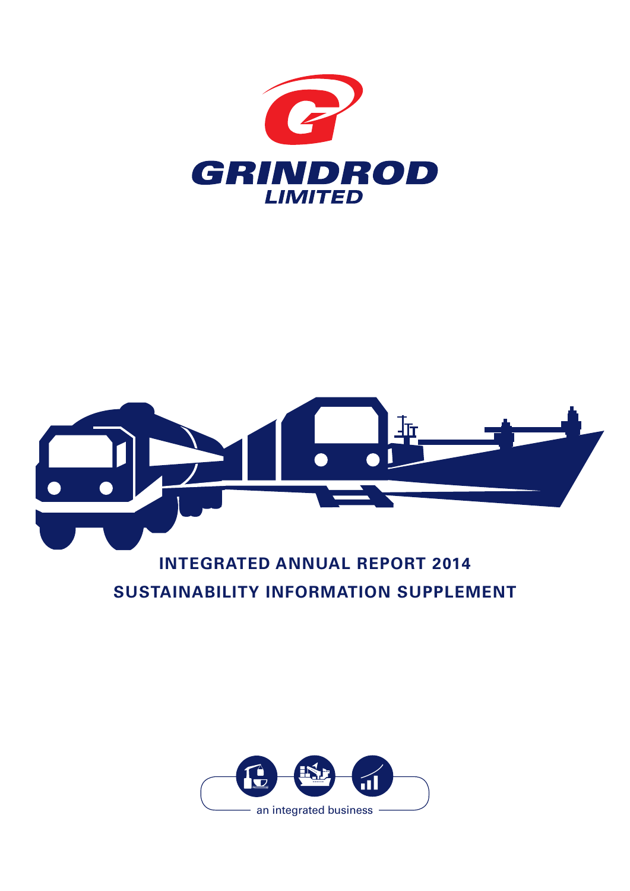# GRINDROD LIMITED

## INTEGRATED ANNUAL REPORT 2014

## SUSTAINABILITY INFORMATION SUPPLEMENT

an integrated business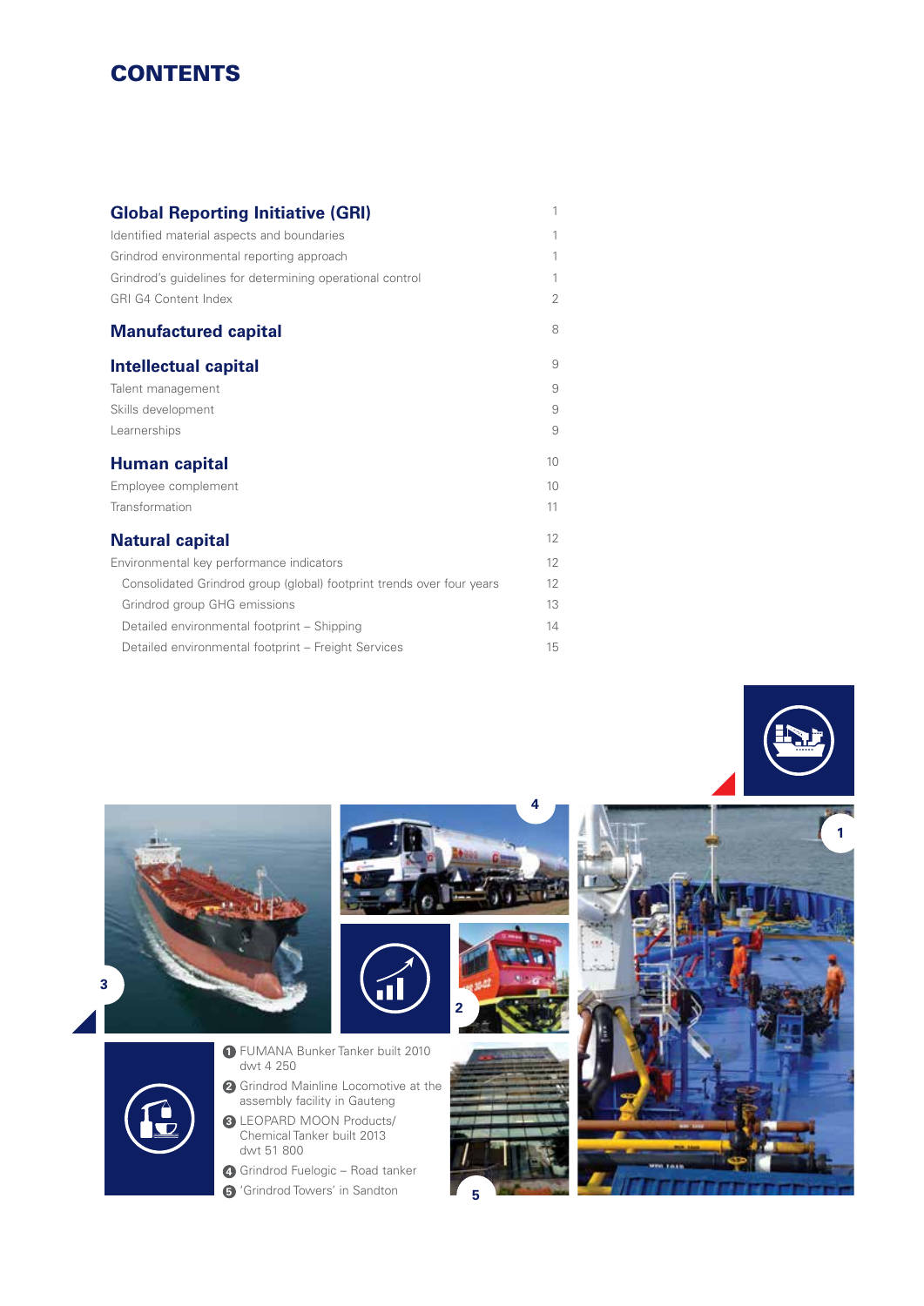# CONTENTS

| | |
|---|---|
| **Global Reporting Initiative (GRI)** | 1 |
| Identified material aspects and boundaries | 1 |
| Grindrod environmental reporting approach | 1 |
| Grindrod's guidelines for determining operational control | 1 |
| GRI G4 Content Index | 2 |
| **Manufactured capital** | 8 |
| **Intellectual capital** | 9 |
| Talent management | 9 |
| Skills development | 9 |
| Learnerships | 9 |
| **Human capital** | 10 |
| Employee complement | 10 |
| Transformation | 11 |
| **Natural capital** | 12 |
| Environmental key performance indicators | 12 |
| Consolidated Grindrod group (global) footprint trends over four years | 12 |
| Grindrod group GHG emissions | 13 |
| Detailed environmental footprint – Shipping | 14 |
| Detailed environmental footprint – Freight Services | 15 |

1. FUMANA Bunker Tanker built 2010 dwt 4 250
2. Grindrod Mainline Locomotive at the assembly facility in Gauteng
3. LEOPARD MOON Products/ Chemical Tanker built 2013 dwt 51 800
4. Grindrod Fuelogic – Road tanker
5. 'Grindrod Towers' in Sandton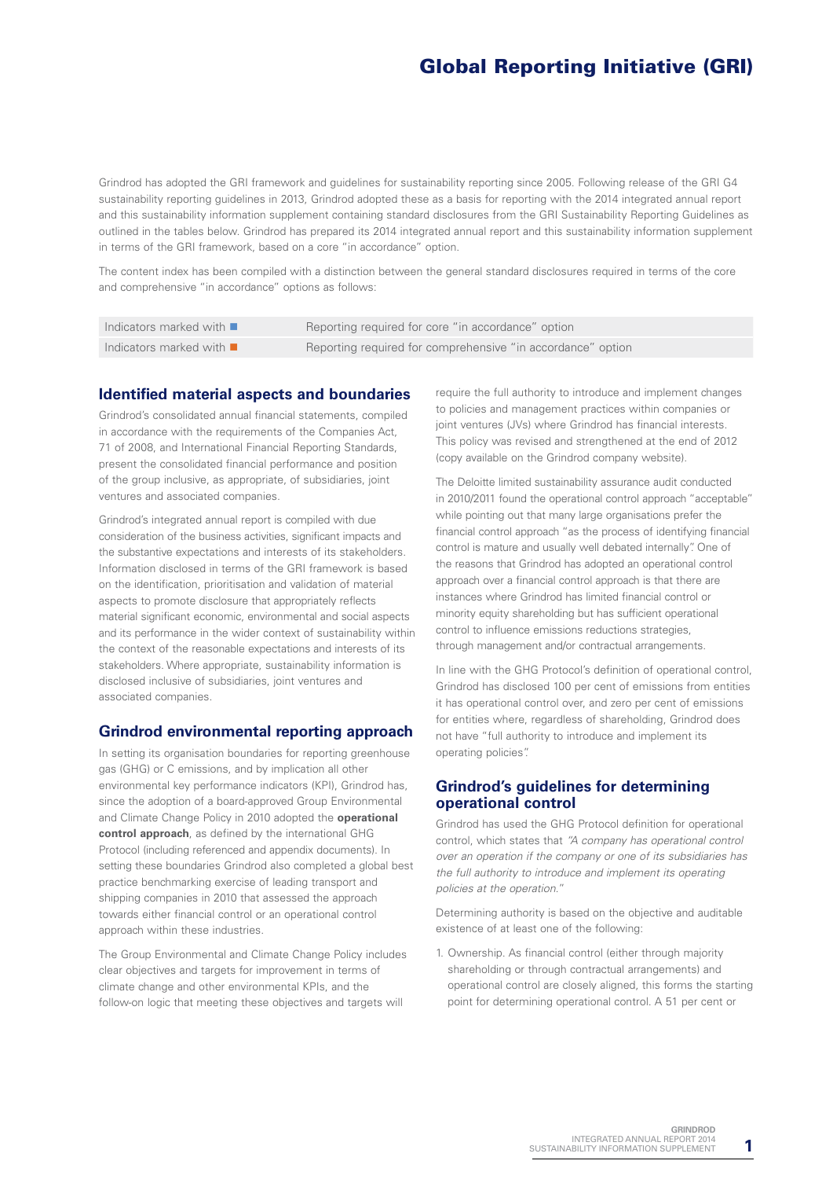# Global Reporting Initiative (GRI)

Grindrod has adopted the GRI framework and guidelines for sustainability reporting since 2005. Following release of the GRI G4 sustainability reporting guidelines in 2013, Grindrod adopted these as a basis for reporting with the 2014 integrated annual report and this sustainability information supplement containing standard disclosures from the GRI Sustainability Reporting Guidelines as outlined in the tables below. Grindrod has prepared its 2014 integrated annual report and this sustainability information supplement in terms of the GRI framework, based on a core "in accordance" option.

The content index has been compiled with a distinction between the general standard disclosures required in terms of the core and comprehensive "in accordance" options as follows:

| | |
|---|---|
| Indicators marked with ■ | Reporting required for core "in accordance" option |
| Indicators marked with ■ | Reporting required for comprehensive "in accordance" option |

## Identified material aspects and boundaries

Grindrod's consolidated annual financial statements, compiled in accordance with the requirements of the Companies Act, 71 of 2008, and International Financial Reporting Standards, present the consolidated financial performance and position of the group inclusive, as appropriate, of subsidiaries, joint ventures and associated companies.

Grindrod's integrated annual report is compiled with due consideration of the business activities, significant impacts and the substantive expectations and interests of its stakeholders. Information disclosed in terms of the GRI framework is based on the identification, prioritisation and validation of material aspects to promote disclosure that appropriately reflects material significant economic, environmental and social aspects and its performance in the wider context of sustainability within the context of the reasonable expectations and interests of its stakeholders. Where appropriate, sustainability information is disclosed inclusive of subsidiaries, joint ventures and associated companies.

## Grindrod environmental reporting approach

In setting its organisation boundaries for reporting greenhouse gas (GHG) or C emissions, and by implication all other environmental key performance indicators (KPI), Grindrod has, since the adoption of a board-approved Group Environmental and Climate Change Policy in 2010 adopted the **operational control approach**, as defined by the international GHG Protocol (including referenced and appendix documents). In setting these boundaries Grindrod also completed a global best practice benchmarking exercise of leading transport and shipping companies in 2010 that assessed the approach towards either financial control or an operational control approach within these industries.

The Group Environmental and Climate Change Policy includes clear objectives and targets for improvement in terms of climate change and other environmental KPIs, and the follow-on logic that meeting these objectives and targets will require the full authority to introduce and implement changes to policies and management practices within companies or joint ventures (JVs) where Grindrod has financial interests. This policy was revised and strengthened at the end of 2012 (copy available on the Grindrod company website).

The Deloitte limited sustainability assurance audit conducted in 2010/2011 found the operational control approach "acceptable" while pointing out that many large organisations prefer the financial control approach "as the process of identifying financial control is mature and usually well debated internally". One of the reasons that Grindrod has adopted an operational control approach over a financial control approach is that there are instances where Grindrod has limited financial control or minority equity shareholding but has sufficient operational control to influence emissions reductions strategies, through management and/or contractual arrangements.

In line with the GHG Protocol's definition of operational control, Grindrod has disclosed 100 per cent of emissions from entities it has operational control over, and zero per cent of emissions for entities where, regardless of shareholding, Grindrod does not have "full authority to introduce and implement its operating policies".

## Grindrod's guidelines for determining operational control

Grindrod has used the GHG Protocol definition for operational control, which states that *"A company has operational control over an operation if the company or one of its subsidiaries has the full authority to introduce and implement its operating policies at the operation."*

Determining authority is based on the objective and auditable existence of at least one of the following:

1. Ownership. As financial control (either through majority shareholding or through contractual arrangements) and operational control are closely aligned, this forms the starting point for determining operational control. A 51 per cent or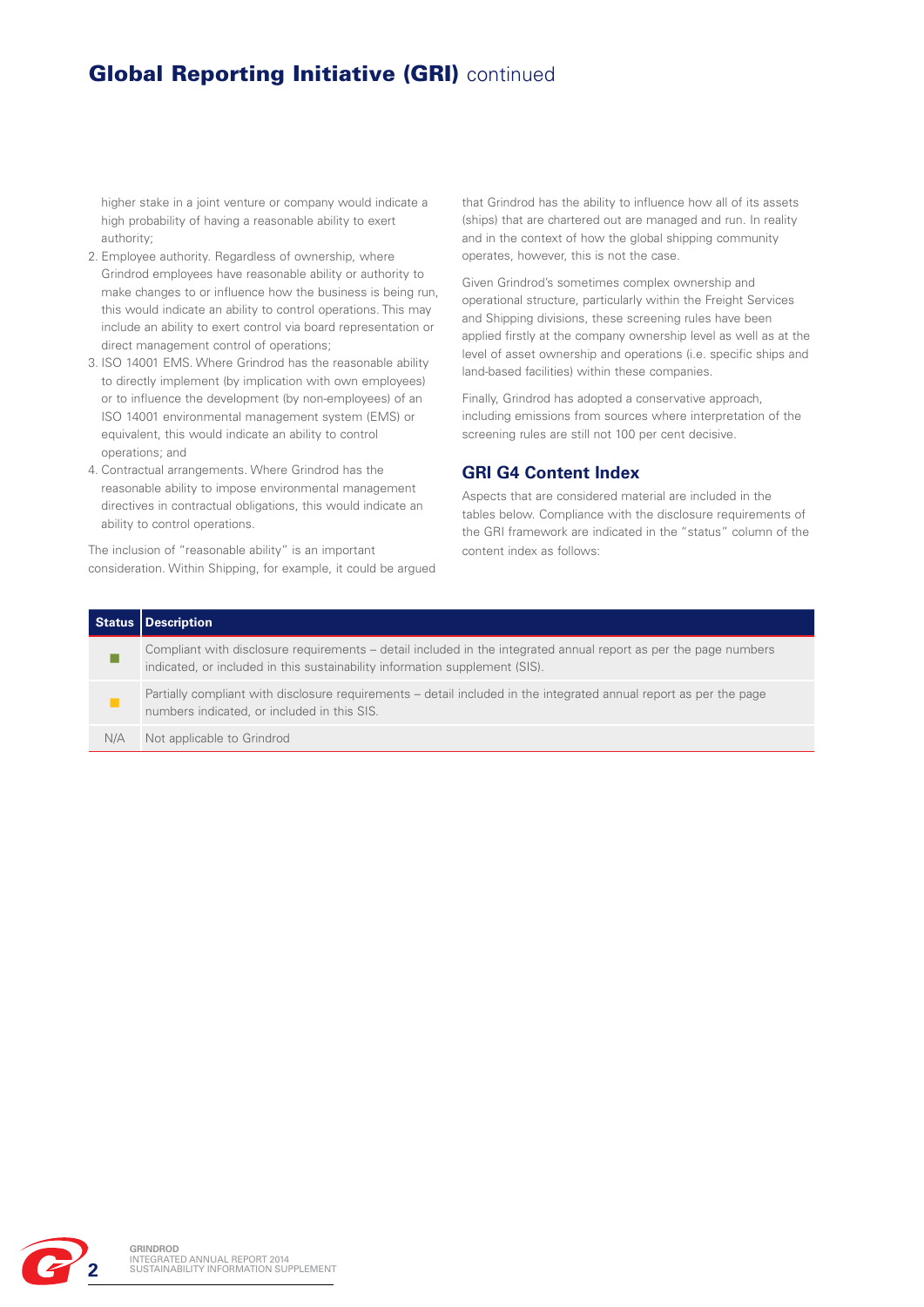# Global Reporting Initiative (GRI) continued

higher stake in a joint venture or company would indicate a high probability of having a reasonable ability to exert authority;

2. Employee authority. Regardless of ownership, where Grindrod employees have reasonable ability or authority to make changes to or influence how the business is being run, this would indicate an ability to control operations. This may include an ability to exert control via board representation or direct management control of operations;
3. ISO 14001 EMS. Where Grindrod has the reasonable ability to directly implement (by implication with own employees) or to influence the development (by non-employees) of an ISO 14001 environmental management system (EMS) or equivalent, this would indicate an ability to control operations; and
4. Contractual arrangements. Where Grindrod has the reasonable ability to impose environmental management directives in contractual obligations, this would indicate an ability to control operations.

The inclusion of "reasonable ability" is an important consideration. Within Shipping, for example, it could be argued that Grindrod has the ability to influence how all of its assets (ships) that are chartered out are managed and run. In reality and in the context of how the global shipping community operates, however, this is not the case.

Given Grindrod's sometimes complex ownership and operational structure, particularly within the Freight Services and Shipping divisions, these screening rules have been applied firstly at the company ownership level as well as at the level of asset ownership and operations (i.e. specific ships and land-based facilities) within these companies.

Finally, Grindrod has adopted a conservative approach, including emissions from sources where interpretation of the screening rules are still not 100 per cent decisive.

## GRI G4 Content Index

Aspects that are considered material are included in the tables below. Compliance with the disclosure requirements of the GRI framework are indicated in the "status" column of the content index as follows:

| Status | Description |
|---|---|
| ■ (green) | Compliant with disclosure requirements – detail included in the integrated annual report as per the page numbers indicated, or included in this sustainability information supplement (SIS). |
| ■ (yellow) | Partially compliant with disclosure requirements – detail included in the integrated annual report as per the page numbers indicated, or included in this SIS. |
| N/A | Not applicable to Grindrod |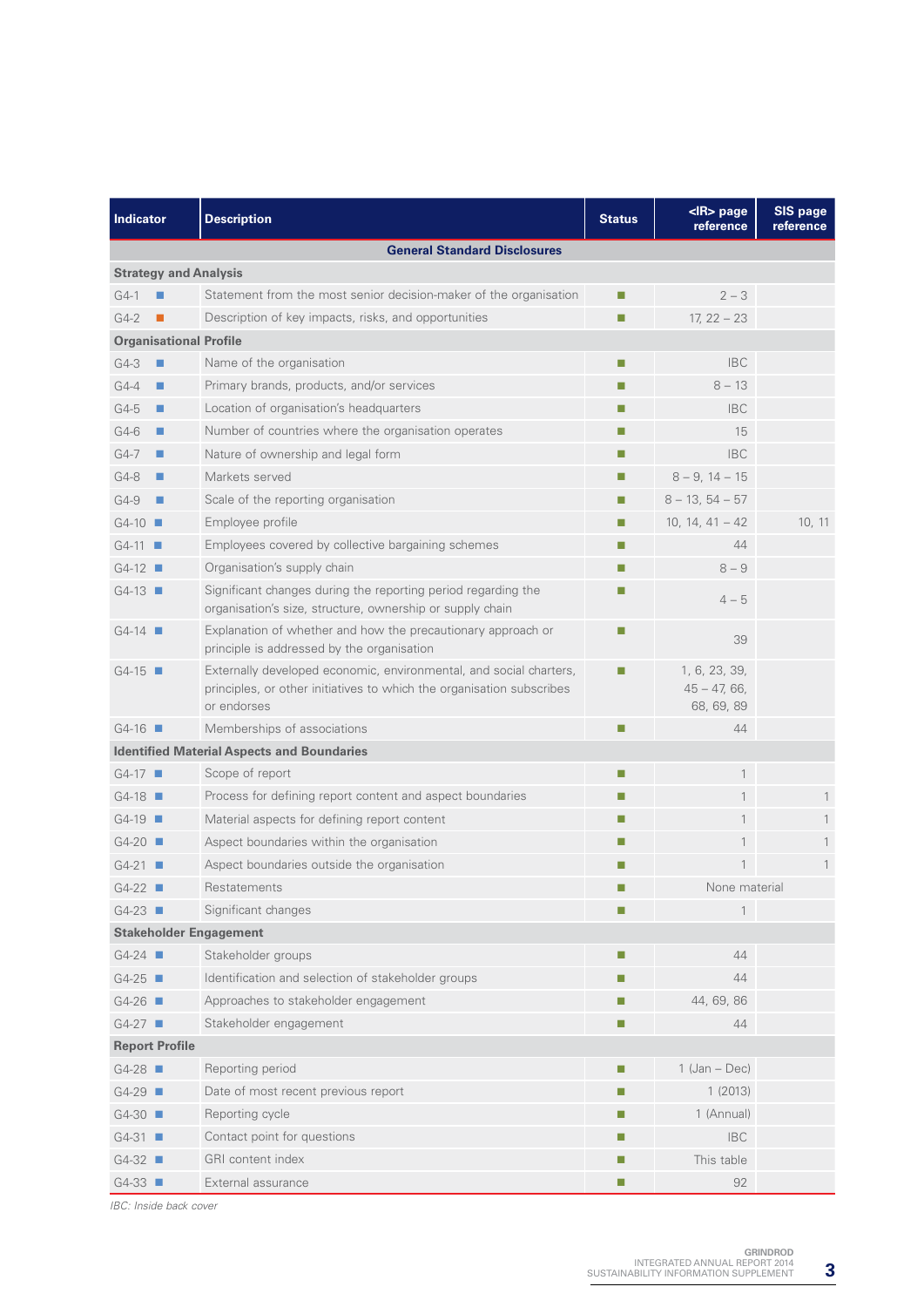| Indicator | Description | Status | <IR> page reference | SIS page reference |
|---|---|---|---|---|
| **General Standard Disclosures** | | | | |
| **Strategy and Analysis** | | | | |
| G4-1 ■ | Statement from the most senior decision-maker of the organisation | ■ | 2 – 3 | |
| G4-2 ■ | Description of key impacts, risks, and opportunities | ■ | 17, 22 – 23 | |
| **Organisational Profile** | | | | |
| G4-3 ■ | Name of the organisation | ■ | IBC | |
| G4-4 ■ | Primary brands, products, and/or services | ■ | 8 – 13 | |
| G4-5 ■ | Location of organisation's headquarters | ■ | IBC | |
| G4-6 ■ | Number of countries where the organisation operates | ■ | 15 | |
| G4-7 ■ | Nature of ownership and legal form | ■ | IBC | |
| G4-8 ■ | Markets served | ■ | 8 – 9, 14 – 15 | |
| G4-9 ■ | Scale of the reporting organisation | ■ | 8 – 13, 54 – 57 | |
| G4-10 ■ | Employee profile | ■ | 10, 14, 41 – 42 | 10, 11 |
| G4-11 ■ | Employees covered by collective bargaining schemes | ■ | 44 | |
| G4-12 ■ | Organisation's supply chain | ■ | 8 – 9 | |
| G4-13 ■ | Significant changes during the reporting period regarding the organisation's size, structure, ownership or supply chain | ■ | 4 – 5 | |
| G4-14 ■ | Explanation of whether and how the precautionary approach or principle is addressed by the organisation | ■ | 39 | |
| G4-15 ■ | Externally developed economic, environmental, and social charters, principles, or other initiatives to which the organisation subscribes or endorses | ■ | 1, 6, 23, 39, 45 – 47, 66, 68, 69, 89 | |
| G4-16 ■ | Memberships of associations | ■ | 44 | |
| **Identified Material Aspects and Boundaries** | | | | |
| G4-17 ■ | Scope of report | ■ | 1 | |
| G4-18 ■ | Process for defining report content and aspect boundaries | ■ | 1 | 1 |
| G4-19 ■ | Material aspects for defining report content | ■ | 1 | 1 |
| G4-20 ■ | Aspect boundaries within the organisation | ■ | 1 | 1 |
| G4-21 ■ | Aspect boundaries outside the organisation | ■ | 1 | 1 |
| G4-22 ■ | Restatements | ■ | None material | |
| G4-23 ■ | Significant changes | ■ | 1 | |
| **Stakeholder Engagement** | | | | |
| G4-24 ■ | Stakeholder groups | ■ | 44 | |
| G4-25 ■ | Identification and selection of stakeholder groups | ■ | 44 | |
| G4-26 ■ | Approaches to stakeholder engagement | ■ | 44, 69, 86 | |
| G4-27 ■ | Stakeholder engagement | ■ | 44 | |
| **Report Profile** | | | | |
| G4-28 ■ | Reporting period | ■ | 1 (Jan – Dec) | |
| G4-29 ■ | Date of most recent previous report | ■ | 1 (2013) | |
| G4-30 ■ | Reporting cycle | ■ | 1 (Annual) | |
| G4-31 ■ | Contact point for questions | ■ | IBC | |
| G4-32 ■ | GRI content index | ■ | This table | |
| G4-33 ■ | External assurance | ■ | 92 | |

*IBC: Inside back cover*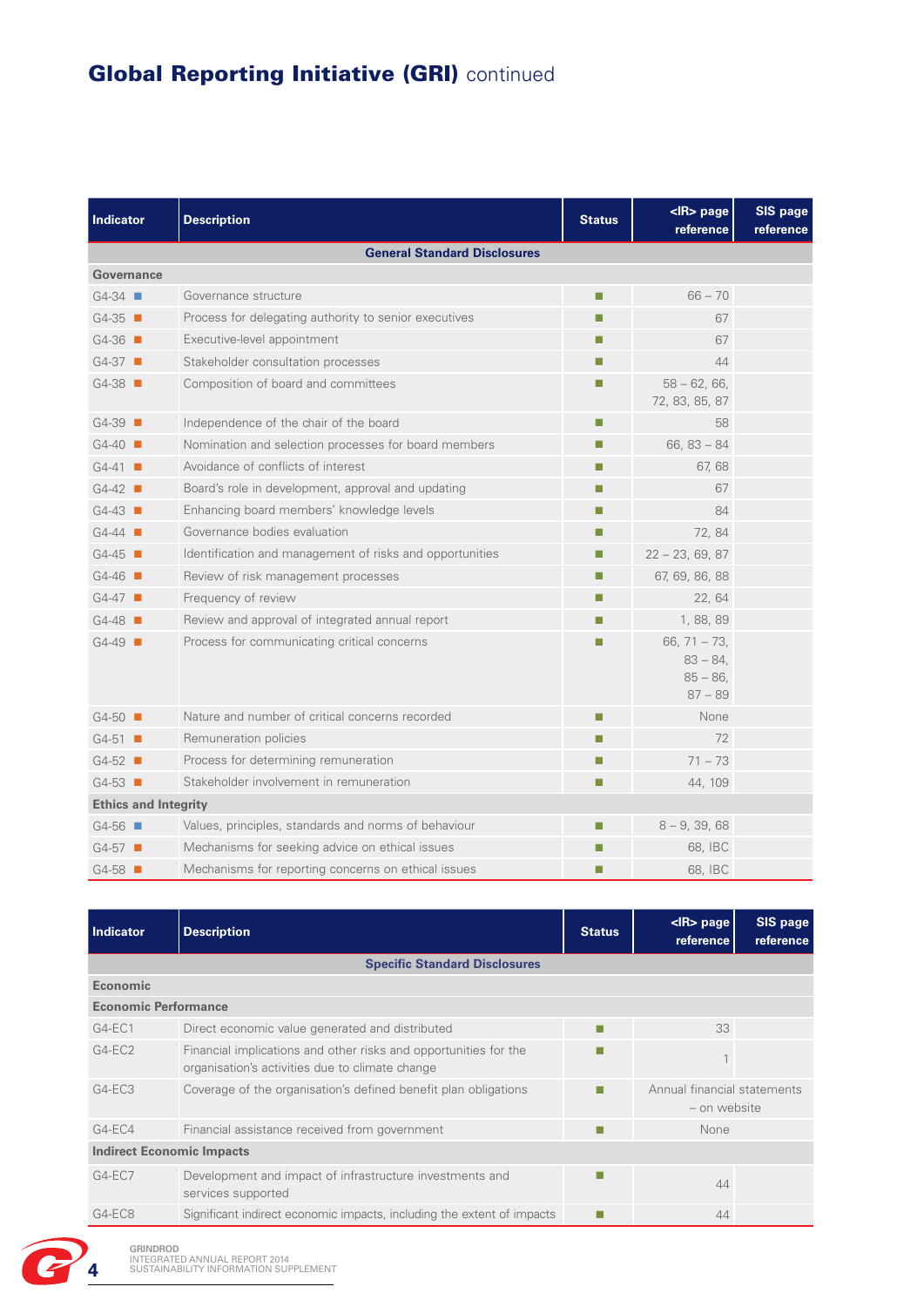# Global Reporting Initiative (GRI) continued

| Indicator | Description | Status | <IR> page reference | SIS page reference |
|---|---|---|---|---|
| **General Standard Disclosures** | | | | |
| **Governance** | | | | |
| G4-34 ■ | Governance structure | ■ | 66 – 70 | |
| G4-35 ■ | Process for delegating authority to senior executives | ■ | 67 | |
| G4-36 ■ | Executive-level appointment | ■ | 67 | |
| G4-37 ■ | Stakeholder consultation processes | ■ | 44 | |
| G4-38 ■ | Composition of board and committees | ■ | 58 – 62, 66, 72, 83, 85, 87 | |
| G4-39 ■ | Independence of the chair of the board | ■ | 58 | |
| G4-40 ■ | Nomination and selection processes for board members | ■ | 66, 83 – 84 | |
| G4-41 ■ | Avoidance of conflicts of interest | ■ | 67, 68 | |
| G4-42 ■ | Board's role in development, approval and updating | ■ | 67 | |
| G4-43 ■ | Enhancing board members' knowledge levels | ■ | 84 | |
| G4-44 ■ | Governance bodies evaluation | ■ | 72, 84 | |
| G4-45 ■ | Identification and management of risks and opportunities | ■ | 22 – 23, 69, 87 | |
| G4-46 ■ | Review of risk management processes | ■ | 67, 69, 86, 88 | |
| G4-47 ■ | Frequency of review | ■ | 22, 64 | |
| G4-48 ■ | Review and approval of integrated annual report | ■ | 1, 88, 89 | |
| G4-49 ■ | Process for communicating critical concerns | ■ | 66, 71 – 73, 83 – 84, 85 – 86, 87 – 89 | |
| G4-50 ■ | Nature and number of critical concerns recorded | ■ | None | |
| G4-51 ■ | Remuneration policies | ■ | 72 | |
| G4-52 ■ | Process for determining remuneration | ■ | 71 – 73 | |
| G4-53 ■ | Stakeholder involvement in remuneration | ■ | 44, 109 | |
| **Ethics and Integrity** | | | | |
| G4-56 ■ | Values, principles, standards and norms of behaviour | ■ | 8 – 9, 39, 68 | |
| G4-57 ■ | Mechanisms for seeking advice on ethical issues | ■ | 68, IBC | |
| G4-58 ■ | Mechanisms for reporting concerns on ethical issues | ■ | 68, IBC | |

| Indicator | Description | Status | <IR> page reference | SIS page reference |
|---|---|---|---|---|
| **Specific Standard Disclosures** | | | | |
| **Economic** | | | | |
| **Economic Performance** | | | | |
| G4-EC1 | Direct economic value generated and distributed | ■ | 33 | |
| G4-EC2 | Financial implications and other risks and opportunities for the organisation's activities due to climate change | ■ | 1 | |
| G4-EC3 | Coverage of the organisation's defined benefit plan obligations | ■ | Annual financial statements – on website | |
| G4-EC4 | Financial assistance received from government | ■ | None | |
| **Indirect Economic Impacts** | | | | |
| G4-EC7 | Development and impact of infrastructure investments and services supported | ■ | 44 | |
| G4-EC8 | Significant indirect economic impacts, including the extent of impacts | ■ | 44 | |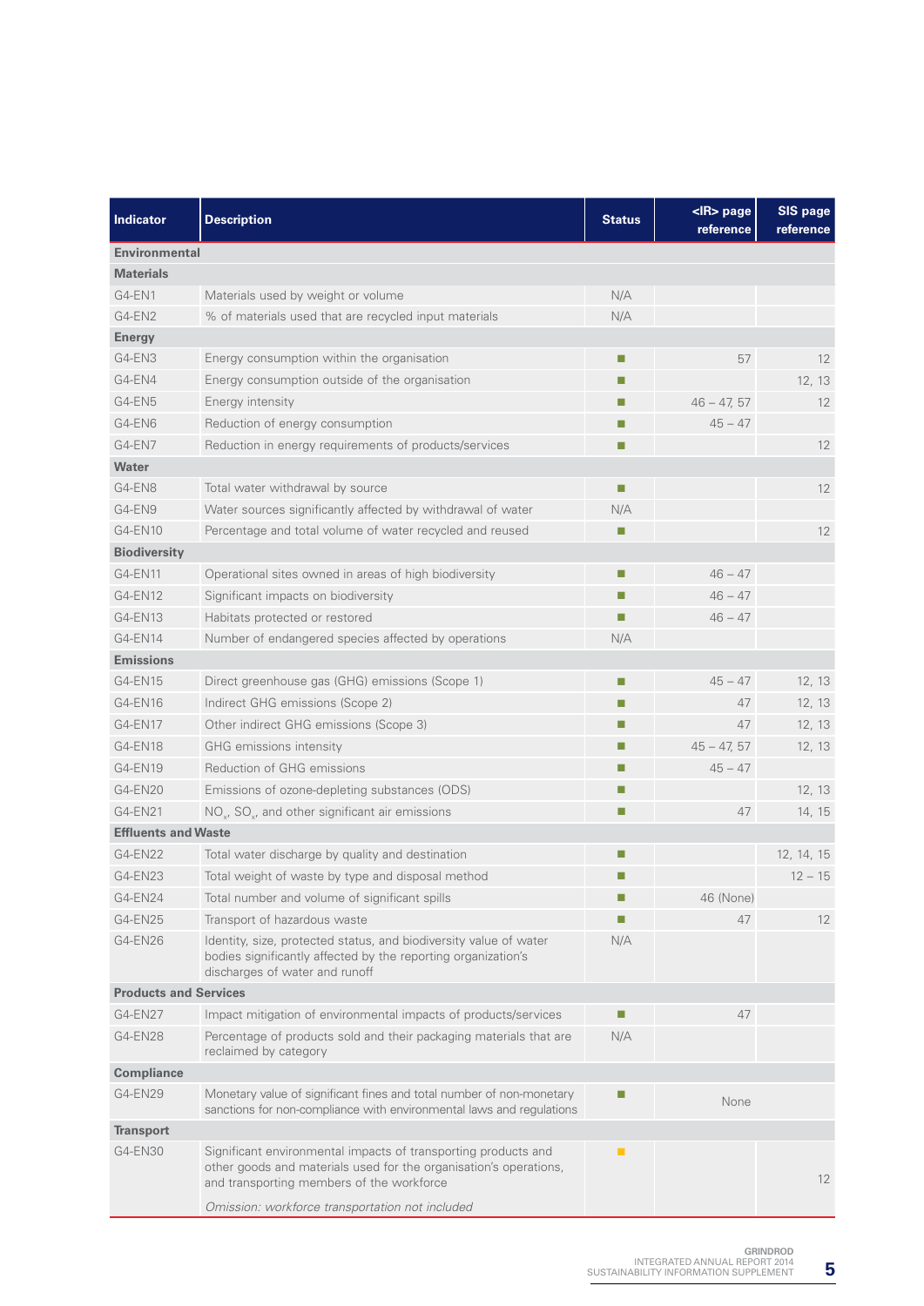| Indicator | Description | Status | <IR> page reference | SIS page reference |
|---|---|---|---|---|
| **Environmental** | | | | |
| **Materials** | | | | |
| G4-EN1 | Materials used by weight or volume | N/A | | |
| G4-EN2 | % of materials used that are recycled input materials | N/A | | |
| **Energy** | | | | |
| G4-EN3 | Energy consumption within the organisation | ■ | 57 | 12 |
| G4-EN4 | Energy consumption outside of the organisation | ■ | | 12, 13 |
| G4-EN5 | Energy intensity | ■ | 46 – 47, 57 | 12 |
| G4-EN6 | Reduction of energy consumption | ■ | 45 – 47 | |
| G4-EN7 | Reduction in energy requirements of products/services | ■ | | 12 |
| **Water** | | | | |
| G4-EN8 | Total water withdrawal by source | ■ | | 12 |
| G4-EN9 | Water sources significantly affected by withdrawal of water | N/A | | |
| G4-EN10 | Percentage and total volume of water recycled and reused | ■ | | 12 |
| **Biodiversity** | | | | |
| G4-EN11 | Operational sites owned in areas of high biodiversity | ■ | 46 – 47 | |
| G4-EN12 | Significant impacts on biodiversity | ■ | 46 – 47 | |
| G4-EN13 | Habitats protected or restored | ■ | 46 – 47 | |
| G4-EN14 | Number of endangered species affected by operations | N/A | | |
| **Emissions** | | | | |
| G4-EN15 | Direct greenhouse gas (GHG) emissions (Scope 1) | ■ | 45 – 47 | 12, 13 |
| G4-EN16 | Indirect GHG emissions (Scope 2) | ■ | 47 | 12, 13 |
| G4-EN17 | Other indirect GHG emissions (Scope 3) | ■ | 47 | 12, 13 |
| G4-EN18 | GHG emissions intensity | ■ | 45 – 47, 57 | 12, 13 |
| G4-EN19 | Reduction of GHG emissions | ■ | 45 – 47 | |
| G4-EN20 | Emissions of ozone-depleting substances (ODS) | ■ | | 12, 13 |
| G4-EN21 | $NO_x$, $SO_x$, and other significant air emissions | ■ | 47 | 14, 15 |
| **Effluents and Waste** | | | | |
| G4-EN22 | Total water discharge by quality and destination | ■ | | 12, 14, 15 |
| G4-EN23 | Total weight of waste by type and disposal method | ■ | | 12 – 15 |
| G4-EN24 | Total number and volume of significant spills | ■ | 46 (None) | |
| G4-EN25 | Transport of hazardous waste | ■ | 47 | 12 |
| G4-EN26 | Identity, size, protected status, and biodiversity value of water bodies significantly affected by the reporting organization's discharges of water and runoff | N/A | | |
| **Products and Services** | | | | |
| G4-EN27 | Impact mitigation of environmental impacts of products/services | ■ | 47 | |
| G4-EN28 | Percentage of products sold and their packaging materials that are reclaimed by category | N/A | | |
| **Compliance** | | | | |
| G4-EN29 | Monetary value of significant fines and total number of non-monetary sanctions for non-compliance with environmental laws and regulations | ■ | None | |
| **Transport** | | | | |
| G4-EN30 | Significant environmental impacts of transporting products and other goods and materials used for the organisation's operations, and transporting members of the workforce<br>*Omission: workforce transportation not included* | ■ | | 12 |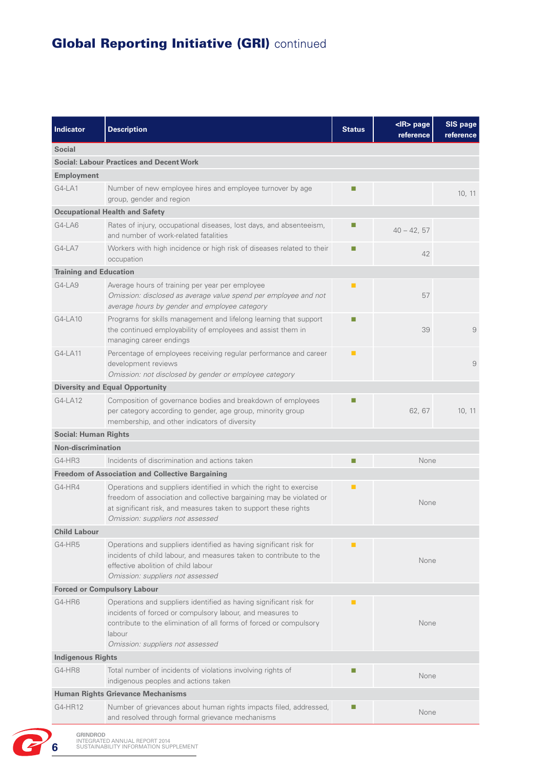## Global Reporting Initiative (GRI) continued

| Indicator | Description | Status | <IR> page reference | SIS page reference |
|---|---|---|---|---|
| **Social** | | | | |
| **Social: Labour Practices and Decent Work** | | | | |
| **Employment** | | | | |
| G4-LA1 | Number of new employee hires and employee turnover by age group, gender and region | ■ | | 10, 11 |
| **Occupational Health and Safety** | | | | |
| G4-LA6 | Rates of injury, occupational diseases, lost days, and absenteeism, and number of work-related fatalities | ■ | 40 – 42, 57 | |
| G4-LA7 | Workers with high incidence or high risk of diseases related to their occupation | ■ | 42 | |
| **Training and Education** | | | | |
| G4-LA9 | Average hours of training per year per employee *Omission: disclosed as average value spend per employee and not average hours by gender and employee category* | ■ | 57 | |
| G4-LA10 | Programs for skills management and lifelong learning that support the continued employability of employees and assist them in managing career endings | ■ | 39 | 9 |
| G4-LA11 | Percentage of employees receiving regular performance and career development reviews *Omission: not disclosed by gender or employee category* | ■ | | 9 |
| **Diversity and Equal Opportunity** | | | | |
| G4-LA12 | Composition of governance bodies and breakdown of employees per category according to gender, age group, minority group membership, and other indicators of diversity | ■ | 62, 67 | 10, 11 |
| **Social: Human Rights** | | | | |
| **Non-discrimination** | | | | |
| G4-HR3 | Incidents of discrimination and actions taken | ■ | None | |
| **Freedom of Association and Collective Bargaining** | | | | |
| G4-HR4 | Operations and suppliers identified in which the right to exercise freedom of association and collective bargaining may be violated or at significant risk, and measures taken to support these rights *Omission: suppliers not assessed* | ■ | None | |
| **Child Labour** | | | | |
| G4-HR5 | Operations and suppliers identified as having significant risk for incidents of child labour, and measures taken to contribute to the effective abolition of child labour *Omission: suppliers not assessed* | ■ | None | |
| **Forced or Compulsory Labour** | | | | |
| G4-HR6 | Operations and suppliers identified as having significant risk for incidents of forced or compulsory labour, and measures to contribute to the elimination of all forms of forced or compulsory labour *Omission: suppliers not assessed* | ■ | None | |
| **Indigenous Rights** | | | | |
| G4-HR8 | Total number of incidents of violations involving rights of indigenous peoples and actions taken | ■ | None | |
| **Human Rights Grievance Mechanisms** | | | | |
| G4-HR12 | Number of grievances about human rights impacts filed, addressed, and resolved through formal grievance mechanisms | ■ | None | |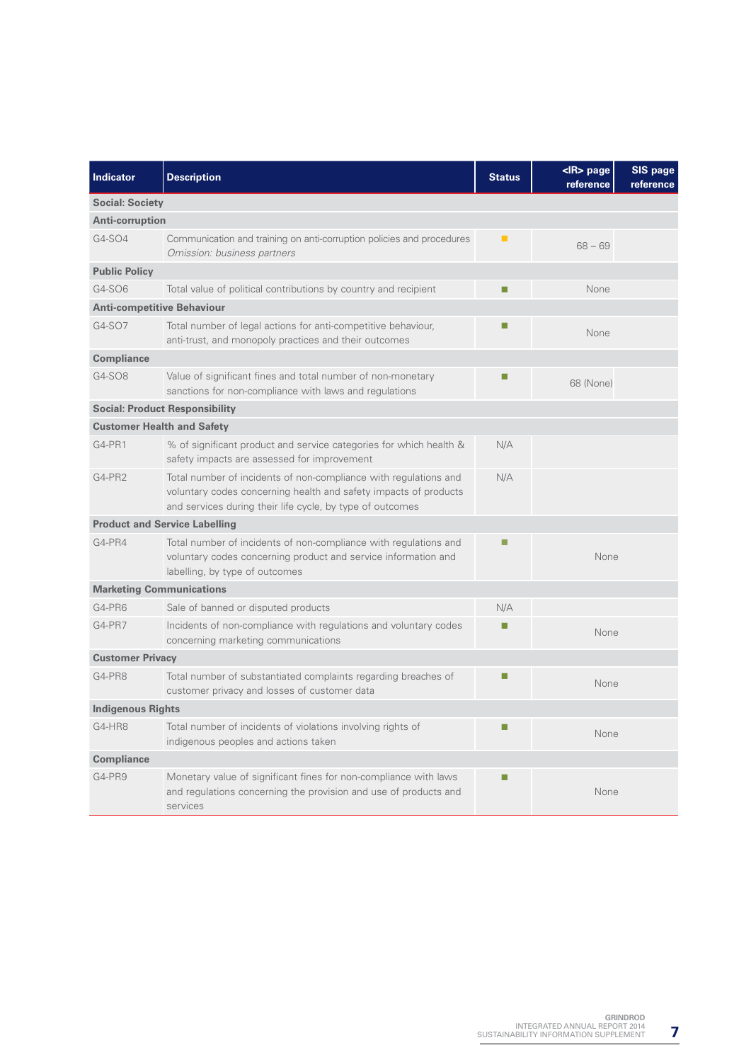| Indicator | Description | Status | <IR> page reference | SIS page reference |
|---|---|---|---|---|
| **Social: Society** | | | | |
| **Anti-corruption** | | | | |
| G4-SO4 | Communication and training on anti-corruption policies and procedures *Omission: business partners* | ■ | 68 – 69 | |
| **Public Policy** | | | | |
| G4-SO6 | Total value of political contributions by country and recipient | ■ | None | |
| **Anti-competitive Behaviour** | | | | |
| G4-SO7 | Total number of legal actions for anti-competitive behaviour, anti-trust, and monopoly practices and their outcomes | ■ | None | |
| **Compliance** | | | | |
| G4-SO8 | Value of significant fines and total number of non-monetary sanctions for non-compliance with laws and regulations | ■ | 68 (None) | |
| **Social: Product Responsibility** | | | | |
| **Customer Health and Safety** | | | | |
| G4-PR1 | % of significant product and service categories for which health & safety impacts are assessed for improvement | N/A | | |
| G4-PR2 | Total number of incidents of non-compliance with regulations and voluntary codes concerning health and safety impacts of products and services during their life cycle, by type of outcomes | N/A | | |
| **Product and Service Labelling** | | | | |
| G4-PR4 | Total number of incidents of non-compliance with regulations and voluntary codes concerning product and service information and labelling, by type of outcomes | ■ | None | |
| **Marketing Communications** | | | | |
| G4-PR6 | Sale of banned or disputed products | N/A | | |
| G4-PR7 | Incidents of non-compliance with regulations and voluntary codes concerning marketing communications | ■ | None | |
| **Customer Privacy** | | | | |
| G4-PR8 | Total number of substantiated complaints regarding breaches of customer privacy and losses of customer data | ■ | None | |
| **Indigenous Rights** | | | | |
| G4-HR8 | Total number of incidents of violations involving rights of indigenous peoples and actions taken | ■ | None | |
| **Compliance** | | | | |
| G4-PR9 | Monetary value of significant fines for non-compliance with laws and regulations concerning the provision and use of products and services | ■ | None | |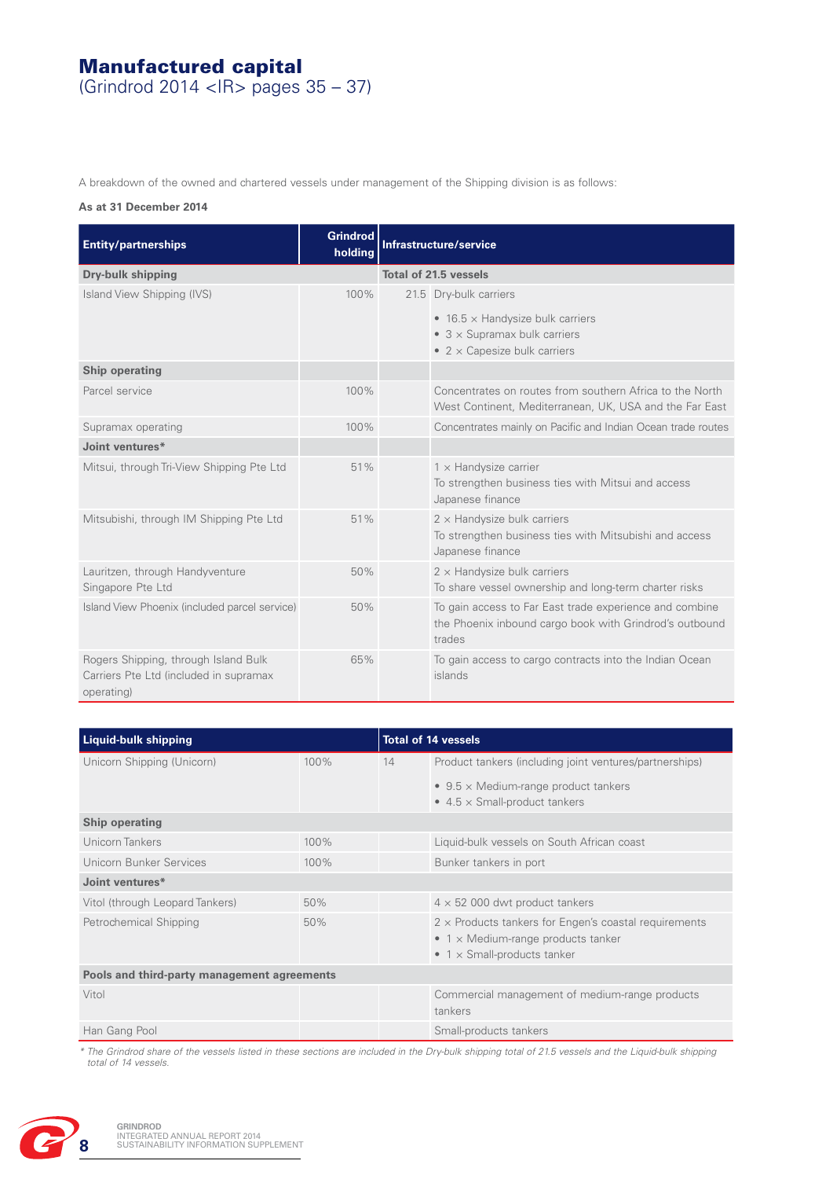# Manufactured capital
(Grindrod 2014 <IR> pages 35 – 37)

A breakdown of the owned and chartered vessels under management of the Shipping division is as follows:

**As at 31 December 2014**

| Entity/partnerships | Grindrod holding | Infrastructure/service | |
|---|---|---|---|
| **Dry-bulk shipping** | | **Total of 21.5 vessels** | |
| Island View Shipping (IVS) | 100% | 21.5 | Dry-bulk carriers<br>• 16.5 × Handysize bulk carriers<br>• 3 × Supramax bulk carriers<br>• 2 × Capesize bulk carriers |
| **Ship operating** | | | |
| Parcel service | 100% | | Concentrates on routes from southern Africa to the North West Continent, Mediterranean, UK, USA and the Far East |
| Supramax operating | 100% | | Concentrates mainly on Pacific and Indian Ocean trade routes |
| **Joint ventures*** | | | |
| Mitsui, through Tri-View Shipping Pte Ltd | 51% | | 1 × Handysize carrier<br>To strengthen business ties with Mitsui and access Japanese finance |
| Mitsubishi, through IM Shipping Pte Ltd | 51% | | 2 × Handysize bulk carriers<br>To strengthen business ties with Mitsubishi and access Japanese finance |
| Lauritzen, through Handyventure Singapore Pte Ltd | 50% | | 2 × Handysize bulk carriers<br>To share vessel ownership and long-term charter risks |
| Island View Phoenix (included parcel service) | 50% | | To gain access to Far East trade experience and combine the Phoenix inbound cargo book with Grindrod's outbound trades |
| Rogers Shipping, through Island Bulk Carriers Pte Ltd (included in supramax operating) | 65% | | To gain access to cargo contracts into the Indian Ocean islands |

| Liquid-bulk shipping | | Total of 14 vessels | |
|---|---|---|---|
| Unicorn Shipping (Unicorn) | 100% | 14 | Product tankers (including joint ventures/partnerships)<br>• 9.5 × Medium-range product tankers<br>• 4.5 × Small-product tankers |
| **Ship operating** | | | |
| Unicorn Tankers | 100% | | Liquid-bulk vessels on South African coast |
| Unicorn Bunker Services | 100% | | Bunker tankers in port |
| **Joint ventures*** | | | |
| Vitol (through Leopard Tankers) | 50% | | 4 × 52 000 dwt product tankers |
| Petrochemical Shipping | 50% | | 2 × Products tankers for Engen's coastal requirements<br>• 1 × Medium-range products tanker<br>• 1 × Small-products tanker |
| **Pools and third-party management agreements** | | | |
| Vitol | | | Commercial management of medium-range products tankers |
| Han Gang Pool | | | Small-products tankers |

*\* The Grindrod share of the vessels listed in these sections are included in the Dry-bulk shipping total of 21.5 vessels and the Liquid-bulk shipping total of 14 vessels.*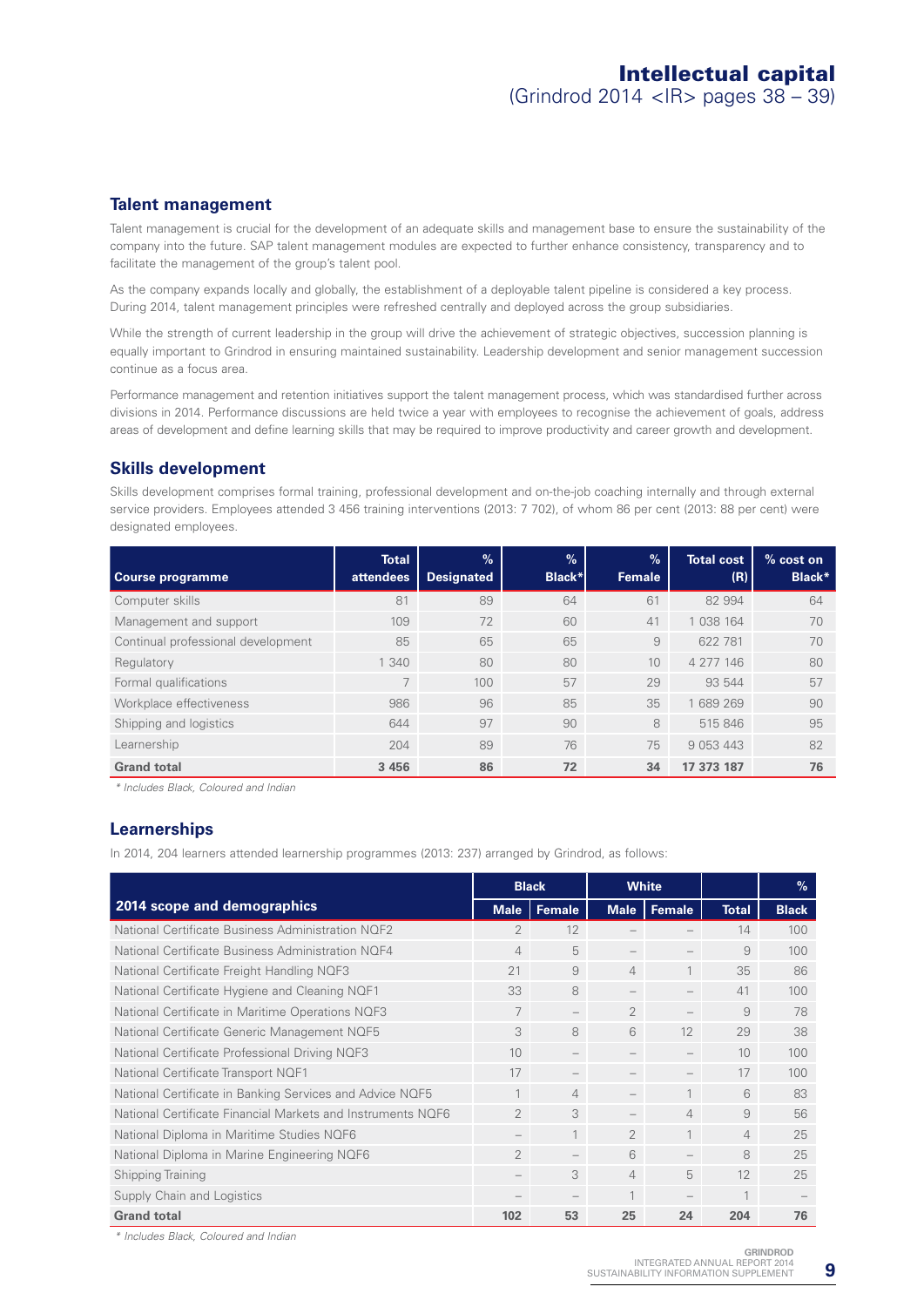# Intellectual capital

(Grindrod 2014 <IR> pages 38 – 39)

## Talent management

Talent management is crucial for the development of an adequate skills and management base to ensure the sustainability of the company into the future. SAP talent management modules are expected to further enhance consistency, transparency and to facilitate the management of the group's talent pool.

As the company expands locally and globally, the establishment of a deployable talent pipeline is considered a key process. During 2014, talent management principles were refreshed centrally and deployed across the group subsidiaries.

While the strength of current leadership in the group will drive the achievement of strategic objectives, succession planning is equally important to Grindrod in ensuring maintained sustainability. Leadership development and senior management succession continue as a focus area.

Performance management and retention initiatives support the talent management process, which was standardised further across divisions in 2014. Performance discussions are held twice a year with employees to recognise the achievement of goals, address areas of development and define learning skills that may be required to improve productivity and career growth and development.

## Skills development

Skills development comprises formal training, professional development and on-the-job coaching internally and through external service providers. Employees attended 3 456 training interventions (2013: 7 702), of whom 86 per cent (2013: 88 per cent) were designated employees.

| Course programme | Total attendees | % Designated | % Black* | % Female | Total cost (R) | % cost on Black* |
|---|---|---|---|---|---|---|
| Computer skills | 81 | 89 | 64 | 61 | 82 994 | 64 |
| Management and support | 109 | 72 | 60 | 41 | 1 038 164 | 70 |
| Continual professional development | 85 | 65 | 65 | 9 | 622 781 | 70 |
| Regulatory | 1 340 | 80 | 80 | 10 | 4 277 146 | 80 |
| Formal qualifications | 7 | 100 | 57 | 29 | 93 544 | 57 |
| Workplace effectiveness | 986 | 96 | 85 | 35 | 1 689 269 | 90 |
| Shipping and logistics | 644 | 97 | 90 | 8 | 515 846 | 95 |
| Learnership | 204 | 89 | 76 | 75 | 9 053 443 | 82 |
| **Grand total** | **3 456** | **86** | **72** | **34** | **17 373 187** | **76** |

*\* Includes Black, Coloured and Indian*

## Learnerships

In 2014, 204 learners attended learnership programmes (2013: 237) arranged by Grindrod, as follows:

| 2014 scope and demographics | Black | | White | | | % |
|---|---|---|---|---|---|---|
| | Male | Female | Male | Female | Total | Black |
| National Certificate Business Administration NQF2 | 2 | 12 | – | – | 14 | 100 |
| National Certificate Business Administration NQF4 | 4 | 5 | – | – | 9 | 100 |
| National Certificate Freight Handling NQF3 | 21 | 9 | 4 | 1 | 35 | 86 |
| National Certificate Hygiene and Cleaning NQF1 | 33 | 8 | – | – | 41 | 100 |
| National Certificate in Maritime Operations NQF3 | 7 | – | 2 | – | 9 | 78 |
| National Certificate Generic Management NQF5 | 3 | 8 | 6 | 12 | 29 | 38 |
| National Certificate Professional Driving NQF3 | 10 | – | – | – | 10 | 100 |
| National Certificate Transport NQF1 | 17 | – | – | – | 17 | 100 |
| National Certificate in Banking Services and Advice NQF5 | 1 | 4 | – | 1 | 6 | 83 |
| National Certificate Financial Markets and Instruments NQF6 | 2 | 3 | – | 4 | 9 | 56 |
| National Diploma in Maritime Studies NQF6 | – | 1 | 2 | 1 | 4 | 25 |
| National Diploma in Marine Engineering NQF6 | 2 | – | 6 | – | 8 | 25 |
| Shipping Training | – | 3 | 4 | 5 | 12 | 25 |
| Supply Chain and Logistics | – | – | 1 | – | 1 | – |
| **Grand total** | **102** | **53** | **25** | **24** | **204** | **76** |

*\* Includes Black, Coloured and Indian*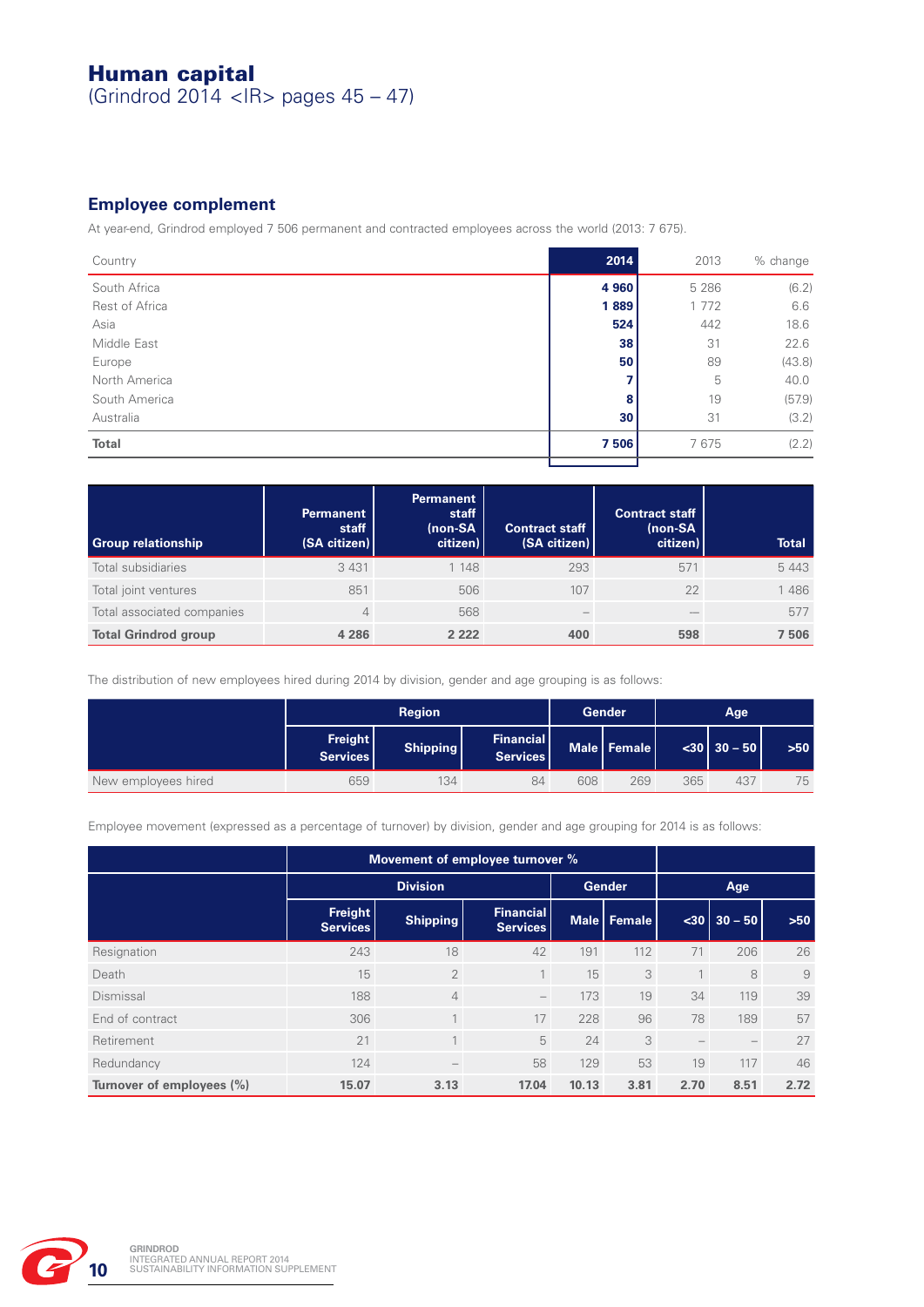# Human capital
(Grindrod 2014 <IR> pages 45 – 47)

## Employee complement

At year-end, Grindrod employed 7 506 permanent and contracted employees across the world (2013: 7 675).

| Country | 2014 | 2013 | % change |
|---|---|---|---|
| South Africa | **4 960** | 5 286 | (6.2) |
| Rest of Africa | **1 889** | 1 772 | 6.6 |
| Asia | **524** | 442 | 18.6 |
| Middle East | **38** | 31 | 22.6 |
| Europe | **50** | 89 | (43.8) |
| North America | **7** | 5 | 40.0 |
| South America | **8** | 19 | (57.9) |
| Australia | **30** | 31 | (3.2) |
| **Total** | **7 506** | 7 675 | (2.2) |

| Group relationship | Permanent staff (SA citizen) | Permanent staff (non-SA citizen) | Contract staff (SA citizen) | Contract staff (non-SA citizen) | Total |
|---|---|---|---|---|---|
| Total subsidiaries | 3 431 | 1 148 | 293 | 571 | 5 443 |
| Total joint ventures | 851 | 506 | 107 | 22 | 1 486 |
| Total associated companies | 4 | 568 | – | – | 577 |
| **Total Grindrod group** | **4 286** | **2 222** | **400** | **598** | **7 506** |

The distribution of new employees hired during 2014 by division, gender and age grouping is as follows:

| | Region | | | Gender | | Age | | |
|---|---|---|---|---|---|---|---|---|
| | Freight Services | Shipping | Financial Services | Male | Female | <30 | 30 – 50 | >50 |
| New employees hired | 659 | 134 | 84 | 608 | 269 | 365 | 437 | 75 |

Employee movement (expressed as a percentage of turnover) by division, gender and age grouping for 2014 is as follows:

| | Movement of employee turnover % | | | | | | | |
|---|---|---|---|---|---|---|---|---|
| | Division | | | Gender | | Age | | |
| | Freight Services | Shipping | Financial Services | Male | Female | <30 | 30 – 50 | >50 |
| Resignation | 243 | 18 | 42 | 191 | 112 | 71 | 206 | 26 |
| Death | 15 | 2 | 1 | 15 | 3 | 1 | 8 | 9 |
| Dismissal | 188 | 4 | – | 173 | 19 | 34 | 119 | 39 |
| End of contract | 306 | 1 | 17 | 228 | 96 | 78 | 189 | 57 |
| Retirement | 21 | 1 | 5 | 24 | 3 | – | – | 27 |
| Redundancy | 124 | – | 58 | 129 | 53 | 19 | 117 | 46 |
| **Turnover of employees (%)** | **15.07** | **3.13** | **17.04** | **10.13** | **3.81** | **2.70** | **8.51** | **2.72** |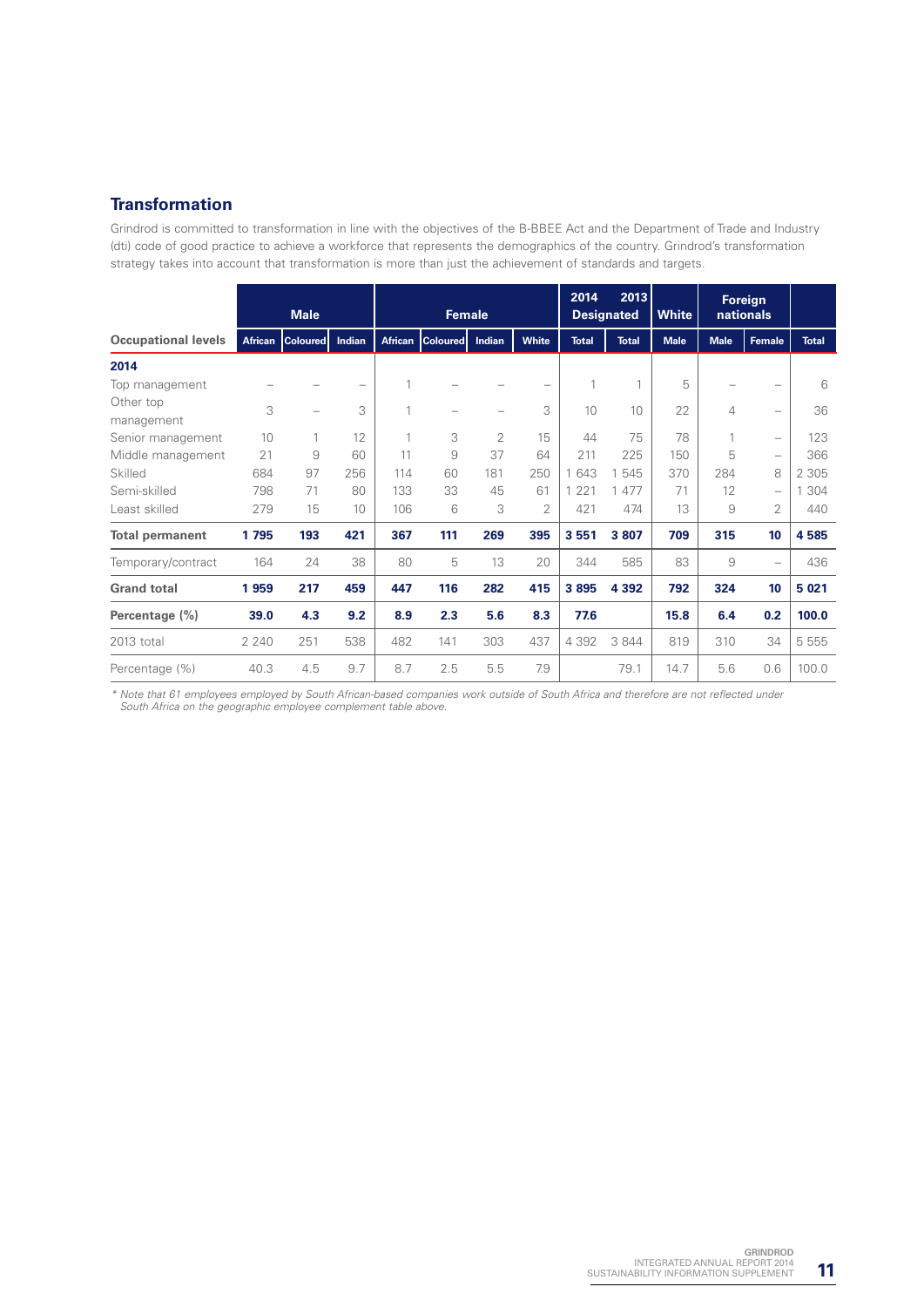## Transformation

Grindrod is committed to transformation in line with the objectives of the B-BBEE Act and the Department of Trade and Industry (dti) code of good practice to achieve a workforce that represents the demographics of the country. Grindrod's transformation strategy takes into account that transformation is more than just the achievement of standards and targets.

| | Male | | | Female | | | | 2014 Designated | 2013 Designated | White | Foreign nationals | | |
|---|---|---|---|---|---|---|---|---|---|---|---|---|---|
| **Occupational levels** | **African** | **Coloured** | **Indian** | **African** | **Coloured** | **Indian** | **White** | **Total** | **Total** | **Male** | **Male** | **Female** | **Total** |
| **2014** | | | | | | | | | | | | | |
| Top management | – | – | – | 1 | – | – | – | 1 | 1 | 5 | – | – | 6 |
| Other top management | 3 | – | 3 | 1 | – | – | 3 | 10 | 10 | 22 | 4 | – | 36 |
| Senior management | 10 | 1 | 12 | 1 | 3 | 2 | 15 | 44 | 75 | 78 | 1 | – | 123 |
| Middle management | 21 | 9 | 60 | 11 | 9 | 37 | 64 | 211 | 225 | 150 | 5 | – | 366 |
| Skilled | 684 | 97 | 256 | 114 | 60 | 181 | 250 | 1 643 | 1 545 | 370 | 284 | 8 | 2 305 |
| Semi-skilled | 798 | 71 | 80 | 133 | 33 | 45 | 61 | 1 221 | 1 477 | 71 | 12 | – | 1 304 |
| Least skilled | 279 | 15 | 10 | 106 | 6 | 3 | 2 | 421 | 474 | 13 | 9 | 2 | 440 |
| **Total permanent** | **1 795** | **193** | **421** | **367** | **111** | **269** | **395** | **3 551** | **3 807** | **709** | **315** | **10** | **4 585** |
| Temporary/contract | 164 | 24 | 38 | 80 | 5 | 13 | 20 | 344 | 585 | 83 | 9 | – | 436 |
| **Grand total** | **1 959** | **217** | **459** | **447** | **116** | **282** | **415** | **3 895** | **4 392** | **792** | **324** | **10** | **5 021** |
| **Percentage (%)** | **39.0** | **4.3** | **9.2** | **8.9** | **2.3** | **5.6** | **8.3** | **77.6** | | **15.8** | **6.4** | **0.2** | **100.0** |
| 2013 total | 2 240 | 251 | 538 | 482 | 141 | 303 | 437 | 4 392 | 3 844 | 819 | 310 | 34 | 5 555 |
| Percentage (%) | 40.3 | 4.5 | 9.7 | 8.7 | 2.5 | 5.5 | 7.9 | | 79.1 | 14.7 | 5.6 | 0.6 | 100.0 |

*\* Note that 61 employees employed by South African-based companies work outside of South Africa and therefore are not reflected under South Africa on the geographic employee complement table above.*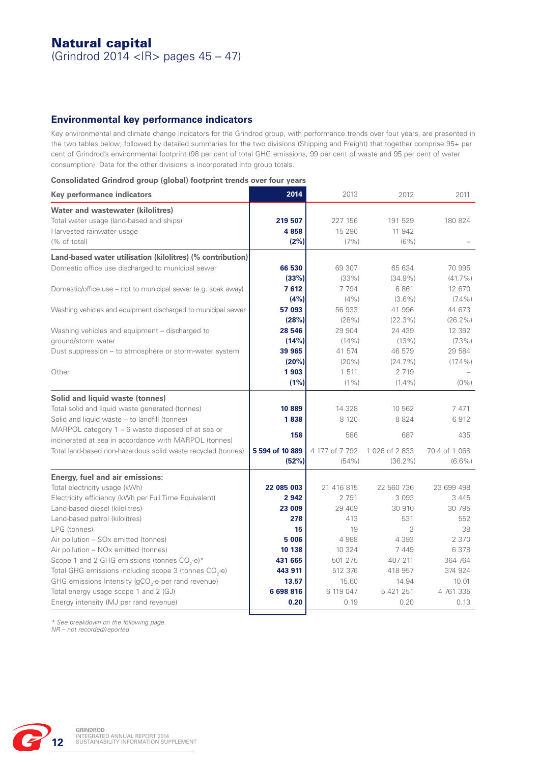# Natural capital

(Grindrod 2014 <IR> pages 45 – 47)

## Environmental key performance indicators

Key environmental and climate change indicators for the Grindrod group, with performance trends over four years, are presented in the two tables below; followed by detailed summaries for the two divisions (Shipping and Freight) that together comprise 95+ per cent of Grindrod's environmental footprint (98 per cent of total GHG emissions, 99 per cent of waste and 95 per cent of water consumption). Data for the other divisions is incorporated into group totals.

**Consolidated Grindrod group (global) footprint trends over four years**

| Key performance indicators | 2014 | 2013 | 2012 | 2011 |
|---|---|---|---|---|
| **Water and wastewater (kilolitres)** | | | | |
| Total water usage (land-based and ships) | **219 507** | 227 156 | 191 529 | 180 824 |
| Harvested rainwater usage | **4 858** | 15 296 | 11 942 | |
| (% of total) | **(2%)** | (7%) | (6%) | – |
| **Land-based water utilisation (kilolitres) (% contribution)** | | | | |
| Domestic office use discharged to municipal sewer | **66 530** | 69 307 | 65 634 | 70 995 |
| | **(33%)** | (33%) | (34.9%) | (41.7%) |
| Domestic/office use – not to municipal sewer (e.g. soak away) | **7 612** | 7 794 | 6 861 | 12 670 |
| | **(4%)** | (4%) | (3.6%) | (7.4%) |
| Washing vehicles and equipment discharged to municipal sewer | **57 093** | 56 933 | 41 996 | 44 673 |
| | **(28%)** | (28%) | (22.3%) | (26.2%) |
| Washing vehicles and equipment – discharged to ground/storm water | **28 546** | 29 904 | 24 439 | 12 392 |
| | **(14%)** | (14%) | (13%) | (7.3%) |
| Dust suppression – to atmosphere or storm-water system | **39 965** | 41 574 | 46 579 | 29 584 |
| | **(20%)** | (20%) | (24.7%) | (17.4%) |
| Other | **1 903** | 1 511 | 2 719 | – |
| | **(1%)** | (1%) | (1.4%) | (0%) |
| **Solid and liquid waste (tonnes)** | | | | |
| Total solid and liquid waste generated (tonnes) | **10 889** | 14 328 | 10 562 | 7 471 |
| Solid and liquid waste – to landfill (tonnes) | **1 838** | 8 120 | 8 824 | 6 912 |
| MARPOL category 1 – 6 waste disposed of at sea or incinerated at sea in accordance with MARPOL (tonnes) | **158** | 586 | 687 | 435 |
| Total land-based non-hazardous solid waste recycled (tonnes) | **5 594 of 10 889** | 4 177 of 7 792 | 1 026 of 2 833 | 70.4 of 1 068 |
| | **(52%)** | (54%) | (36.2%) | (6.6%) |
| **Energy, fuel and air emissions:** | | | | |
| Total electricity usage (kWh) | **22 085 003** | 21 416 815 | 22 560 736 | 23 699 498 |
| Electricity efficiency (kWh per Full Time Equivalent) | **2 942** | 2 791 | 3 093 | 3 445 |
| Land-based diesel (kilolitres) | **23 009** | 29 469 | 30 910 | 30 795 |
| Land-based petrol (kilolitres) | **278** | 413 | 531 | 552 |
| LPG (tonnes) | **15** | 19 | 3 | 38 |
| Air pollution – SOx emitted (tonnes) | **5 006** | 4 988 | 4 393 | 2 370 |
| Air pollution – NOx emitted (tonnes) | **10 138** | 10 324 | 7 449 | 6 378 |
| Scope 1 and 2 GHG emissions (tonnes $CO_2$-e)* | **431 665** | 501 275 | 407 211 | 364 764 |
| Total GHG emissions including scope 3 (tonnes $CO_2$-e) | **443 911** | 512 376 | 418 957 | 374 924 |
| GHG emissions Intensity (g$CO_2$-e per rand revenue) | **13.57** | 15.60 | 14.94 | 10.01 |
| Total energy usage scope 1 and 2 (GJ) | **6 698 816** | 6 119 047 | 5 421 251 | 4 761 335 |
| Energy intensity (MJ per rand revenue) | **0.20** | 0.19 | 0.20 | 0.13 |

*\* See breakdown on the following page.*
*NR – not recorded/reported*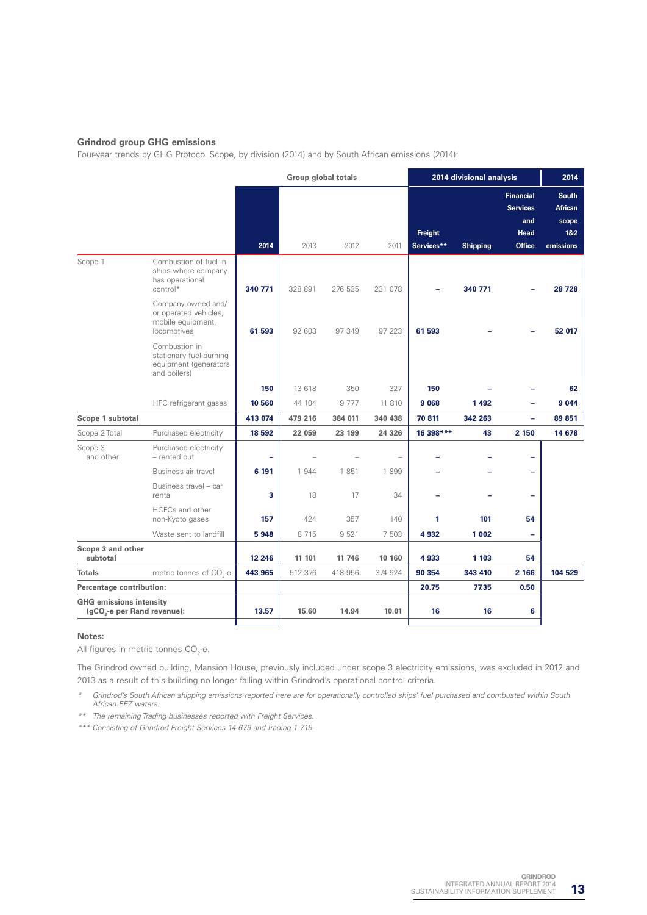## Grindrod group GHG emissions

Four-year trends by GHG Protocol Scope, by division (2014) and by South African emissions (2014):

| | | Group global totals | | | | 2014 divisional analysis | | | 2014 |
|---|---|---|---|---|---|---|---|---|---|
| | | **2014** | 2013 | 2012 | 2011 | **Freight Services**** | **Shipping** | **Financial Services and Head Office** | **South African scope 1&2 emissions** |
| Scope 1 | Combustion of fuel in ships where company has operational control* | **340 771** | 328 891 | 276 535 | 231 078 | – | **340 771** | – | **28 728** |
| | Company owned and/or operated vehicles, mobile equipment, locomotives | **61 593** | 92 603 | 97 349 | 97 223 | **61 593** | – | – | **52 017** |
| | Combustion in stationary fuel-burning equipment (generators and boilers) | **150** | 13 618 | 350 | 327 | **150** | – | – | **62** |
| | HFC refrigerant gases | **10 560** | 44 104 | 9 777 | 11 810 | **9 068** | **1 492** | – | **9 044** |
| **Scope 1 subtotal** | | **413 074** | **479 216** | **384 011** | **340 438** | **70 811** | **342 263** | – | **89 851** |
| Scope 2 Total | Purchased electricity | **18 592** | 22 059 | 23 199 | 24 326 | **16 398***** | **43** | **2 150** | **14 678** |
| Scope 3 and other | Purchased electricity – rented out | – | – | – | – | – | – | – | |
| | Business air travel | **6 191** | 1 944 | 1 851 | 1 899 | – | – | – | |
| | Business travel – car rental | **3** | 18 | 17 | 34 | – | – | – | |
| | HCFCs and other non-Kyoto gases | **157** | 424 | 357 | 140 | **1** | **101** | **54** | |
| | Waste sent to landfill | **5 948** | 8 715 | 9 521 | 7 503 | **4 932** | **1 002** | – | |
| **Scope 3 and other subtotal** | | **12 246** | **11 101** | **11 746** | **10 160** | **4 933** | **1 103** | **54** | |
| **Totals** | metric tonnes of $CO_2$-e | **443 965** | 512 376 | 418 956 | 374 924 | **90 354** | **343 410** | **2 166** | **104 529** |
| **Percentage contribution:** | | | | | | **20.75** | **77.35** | **0.50** | |
| **GHG emissions intensity ($gCO_2$-e per Rand revenue):** | | **13.57** | **15.60** | **14.94** | **10.01** | **16** | **16** | **6** | |

**Notes:**

All figures in metric tonnes $CO_2$-e.

The Grindrod owned building, Mansion House, previously included under scope 3 electricity emissions, was excluded in 2012 and 2013 as a result of this building no longer falling within Grindrod's operational control criteria.

\* *Grindrod's South African shipping emissions reported here are for operationally controlled ships' fuel purchased and combusted within South African EEZ waters.*

\** *The remaining Trading businesses reported with Freight Services.*

\*** *Consisting of Grindrod Freight Services 14 679 and Trading 1 719.*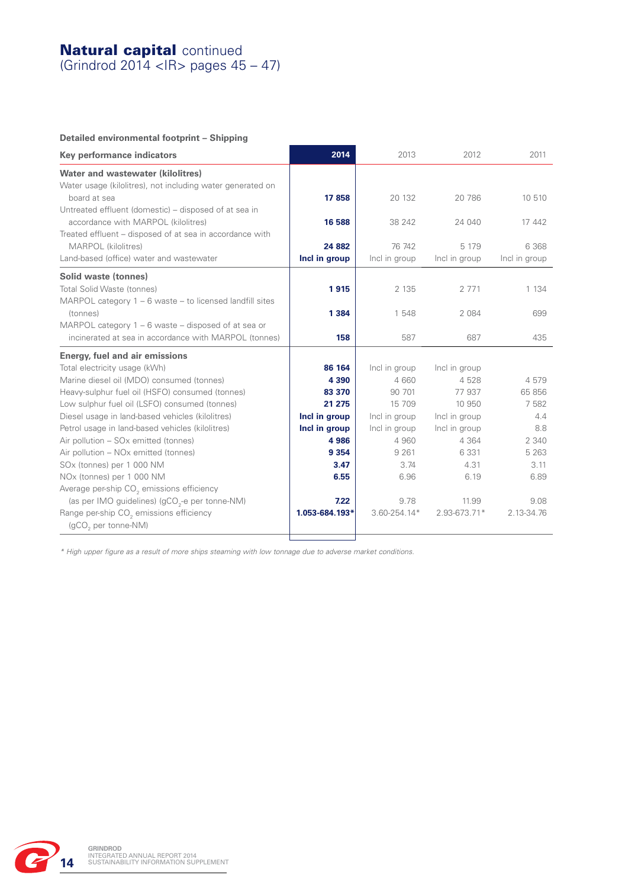# **Natural capital** continued
(Grindrod 2014 <IR> pages 45 – 47)

**Detailed environmental footprint – Shipping**

| Key performance indicators | 2014 | 2013 | 2012 | 2011 |
|---|---|---|---|---|
| **Water and wastewater (kilolitres)** | | | | |
| Water usage (kilolitres), not including water generated on board at sea | **17 858** | 20 132 | 20 786 | 10 510 |
| Untreated effluent (domestic) – disposed of at sea in accordance with MARPOL (kilolitres) | **16 588** | 38 242 | 24 040 | 17 442 |
| Treated effluent – disposed of at sea in accordance with MARPOL (kilolitres) | **24 882** | 76 742 | 5 179 | 6 368 |
| Land-based (office) water and wastewater | **Incl in group** | Incl in group | Incl in group | Incl in group |
| **Solid waste (tonnes)** | | | | |
| Total Solid Waste (tonnes) | **1 915** | 2 135 | 2 771 | 1 134 |
| MARPOL category 1 – 6 waste – to licensed landfill sites (tonnes) | **1 384** | 1 548 | 2 084 | 699 |
| MARPOL category 1 – 6 waste – disposed of at sea or incinerated at sea in accordance with MARPOL (tonnes) | **158** | 587 | 687 | 435 |
| **Energy, fuel and air emissions** | | | | |
| Total electricity usage (kWh) | **86 164** | Incl in group | Incl in group | |
| Marine diesel oil (MDO) consumed (tonnes) | **4 390** | 4 660 | 4 528 | 4 579 |
| Heavy-sulphur fuel oil (HSFO) consumed (tonnes) | **83 370** | 90 701 | 77 937 | 65 856 |
| Low sulphur fuel oil (LSFO) consumed (tonnes) | **21 275** | 15 709 | 10 950 | 7 582 |
| Diesel usage in land-based vehicles (kilolitres) | **Incl in group** | Incl in group | Incl in group | 4.4 |
| Petrol usage in land-based vehicles (kilolitres) | **Incl in group** | Incl in group | Incl in group | 8.8 |
| Air pollution – SOx emitted (tonnes) | **4 986** | 4 960 | 4 364 | 2 340 |
| Air pollution – NOx emitted (tonnes) | **9 354** | 9 261 | 6 331 | 5 263 |
| SOx (tonnes) per 1 000 NM | **3.47** | 3.74 | 4.31 | 3.11 |
| NOx (tonnes) per 1 000 NM | **6.55** | 6.96 | 6.19 | 6.89 |
| Average per-ship $CO_2$ emissions efficiency (as per IMO guidelines) ($gCO_2$-e per tonne-NM) | **7.22** | 9.78 | 11.99 | 9.08 |
| Range per-ship $CO_2$ emissions efficiency ($gCO_2$ per tonne-NM) | **1.053-684.193*** | 3.60-254.14* | 2.93-673.71* | 2.13-34.76 |

*\* High upper figure as a result of more ships steaming with low tonnage due to adverse market conditions.*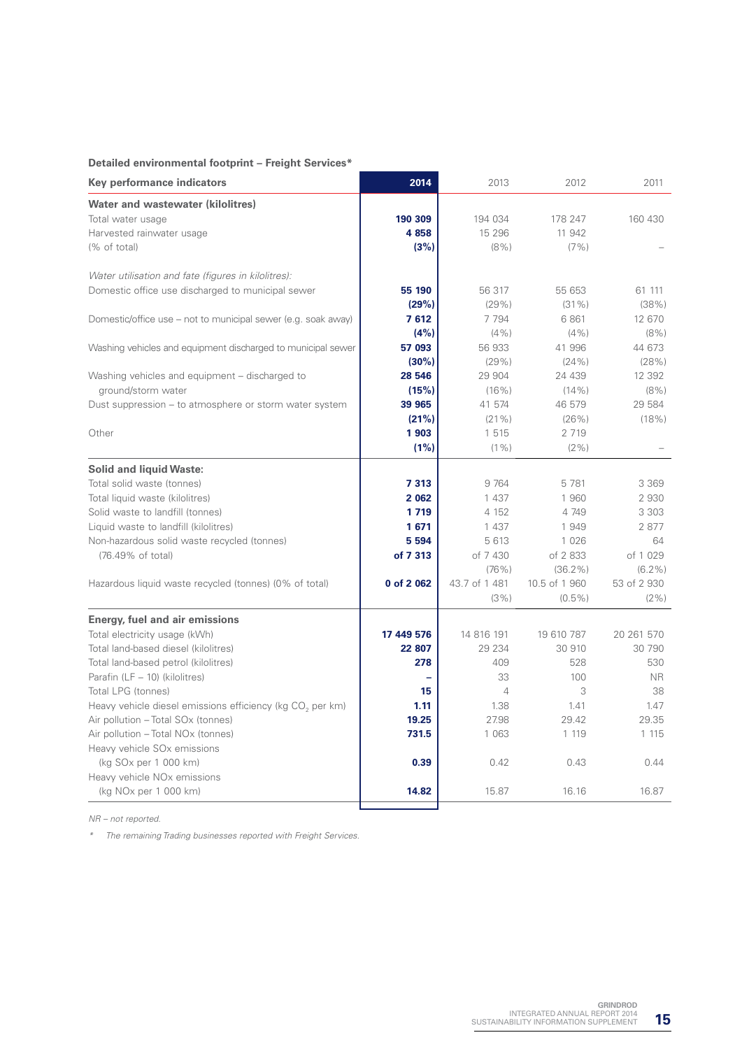**Detailed environmental footprint – Freight Services***

| Key performance indicators | 2014 | 2013 | 2012 | 2011 |
|---|---|---|---|---|
| **Water and wastewater (kilolitres)** | | | | |
| Total water usage | **190 309** | 194 034 | 178 247 | 160 430 |
| Harvested rainwater usage | **4 858** | 15 296 | 11 942 | |
| (% of total) | **(3%)** | (8%) | (7%) | – |
| *Water utilisation and fate (figures in kilolitres):* | | | | |
| Domestic office use discharged to municipal sewer | **55 190** | 56 317 | 55 653 | 61 111 |
| | **(29%)** | (29%) | (31%) | (38%) |
| Domestic/office use – not to municipal sewer (e.g. soak away) | **7 612** | 7 794 | 6 861 | 12 670 |
| | **(4%)** | (4%) | (4%) | (8%) |
| Washing vehicles and equipment discharged to municipal sewer | **57 093** | 56 933 | 41 996 | 44 673 |
| | **(30%)** | (29%) | (24%) | (28%) |
| Washing vehicles and equipment – discharged to ground/storm water | **28 546** | 29 904 | 24 439 | 12 392 |
| | **(15%)** | (16%) | (14%) | (8%) |
| Dust suppression – to atmosphere or storm water system | **39 965** | 41 574 | 46 579 | 29 584 |
| | **(21%)** | (21%) | (26%) | (18%) |
| Other | **1 903** | 1 515 | 2 719 | |
| | **(1%)** | (1%) | (2%) | – |
| **Solid and liquid Waste:** | | | | |
| Total solid waste (tonnes) | **7 313** | 9 764 | 5 781 | 3 369 |
| Total liquid waste (kilolitres) | **2 062** | 1 437 | 1 960 | 2 930 |
| Solid waste to landfill (tonnes) | **1 719** | 4 152 | 4 749 | 3 303 |
| Liquid waste to landfill (kilolitres) | **1 671** | 1 437 | 1 949 | 2 877 |
| Non-hazardous solid waste recycled (tonnes) | **5 594** | 5 613 | 1 026 | 64 |
| (76.49% of total) | **of 7 313** | of 7 430 | of 2 833 | of 1 029 |
| | | (76%) | (36.2%) | (6.2%) |
| Hazardous liquid waste recycled (tonnes) (0% of total) | **0 of 2 062** | 43.7 of 1 481 | 10.5 of 1 960 | 53 of 2 930 |
| | | (3%) | (0.5%) | (2%) |
| **Energy, fuel and air emissions** | | | | |
| Total electricity usage (kWh) | **17 449 576** | 14 816 191 | 19 610 787 | 20 261 570 |
| Total land-based diesel (kilolitres) | **22 807** | 29 234 | 30 910 | 30 790 |
| Total land-based petrol (kilolitres) | **278** | 409 | 528 | 530 |
| Parafin (LF – 10) (kilolitres) | **–** | 33 | 100 | NR |
| Total LPG (tonnes) | **15** | 4 | 3 | 38 |
| Heavy vehicle diesel emissions efficiency (kg $CO_2$ per km) | **1.11** | 1.38 | 1.41 | 1.47 |
| Air pollution – Total SOx (tonnes) | **19.25** | 27.98 | 29.42 | 29.35 |
| Air pollution – Total NOx (tonnes) | **731.5** | 1 063 | 1 119 | 1 115 |
| Heavy vehicle SOx emissions (kg SOx per 1 000 km) | **0.39** | 0.42 | 0.43 | 0.44 |
| Heavy vehicle NOx emissions (kg NOx per 1 000 km) | **14.82** | 15.87 | 16.16 | 16.87 |

*NR – not reported.*

\* *The remaining Trading businesses reported with Freight Services.*